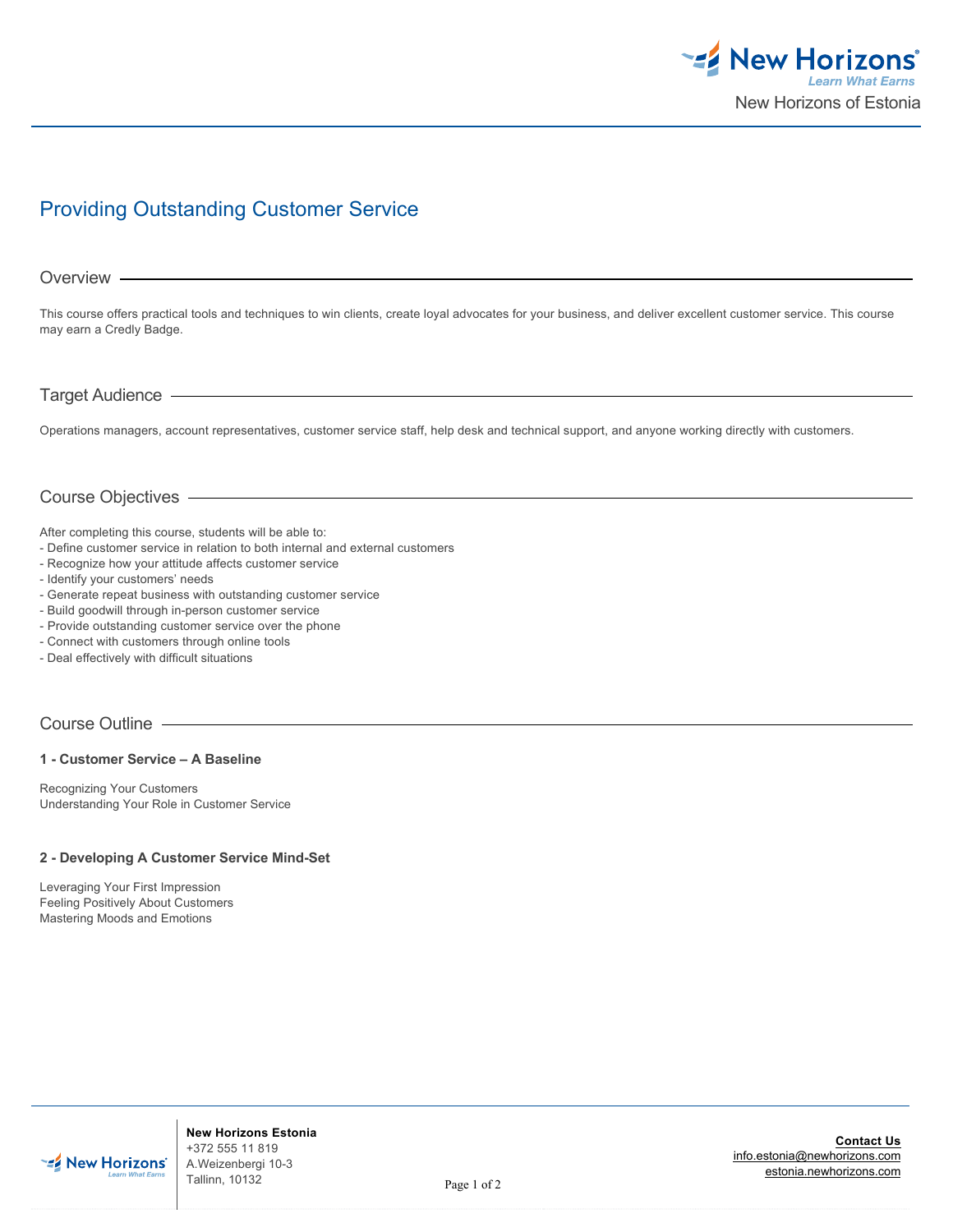New Horizons of Estonia

# Providing Outstanding Customer Service

## Overview

This course offers practical tools and techniques to win clients, create loyal advocates for your business, and deliver excellent customer service. This course may earn a Credly Badge.

## Target Audience

Operations managers, account representatives, customer service staff, help desk and technical support, and anyone working directly with customers.

## Course Objectives

After completing this course, students will be able to:
- Define customer service in relation to both internal and external customers
- Recognize how your attitude affects customer service
- Identify your customers' needs
- Generate repeat business with outstanding customer service
- Build goodwill through in-person customer service
- Provide outstanding customer service over the phone
- Connect with customers through online tools
- Deal effectively with difficult situations

## Course Outline

**1 - Customer Service – A Baseline**

Recognizing Your Customers
Understanding Your Role in Customer Service

**2 - Developing A Customer Service Mind-Set**

Leveraging Your First Impression
Feeling Positively About Customers
Mastering Moods and Emotions

**New Horizons Estonia**
+372 555 11 819
A.Weizenbergi 10-3
Tallinn, 10132

**Contact Us**
info.estonia@newhorizons.com
estonia.newhorizons.com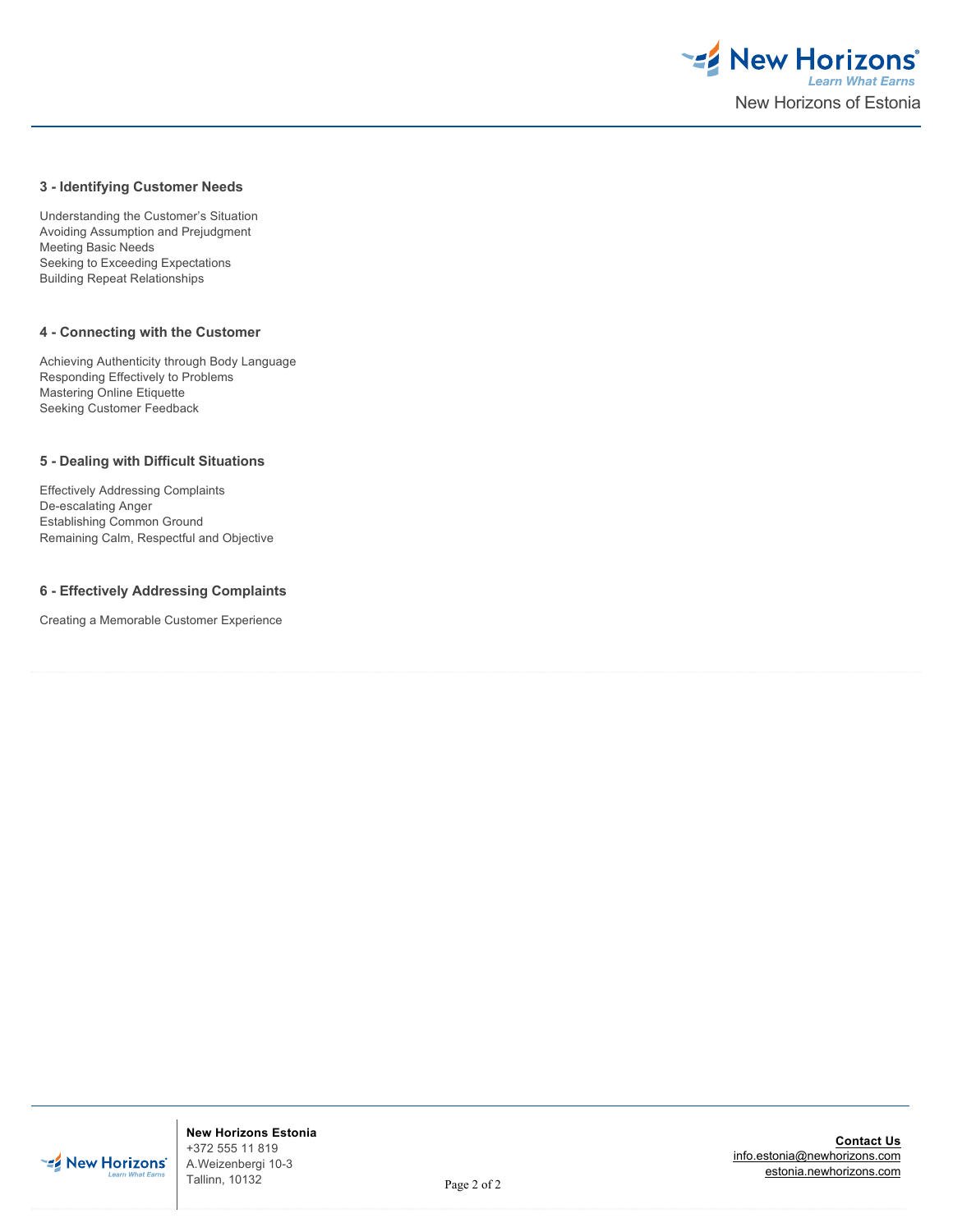### 3 - Identifying Customer Needs

Understanding the Customer's Situation
Avoiding Assumption and Prejudgment
Meeting Basic Needs
Seeking to Exceeding Expectations
Building Repeat Relationships

### 4 - Connecting with the Customer

Achieving Authenticity through Body Language
Responding Effectively to Problems
Mastering Online Etiquette
Seeking Customer Feedback

### 5 - Dealing with Difficult Situations

Effectively Addressing Complaints
De-escalating Anger
Establishing Common Ground
Remaining Calm, Respectful and Objective

### 6 - Effectively Addressing Complaints

Creating a Memorable Customer Experience